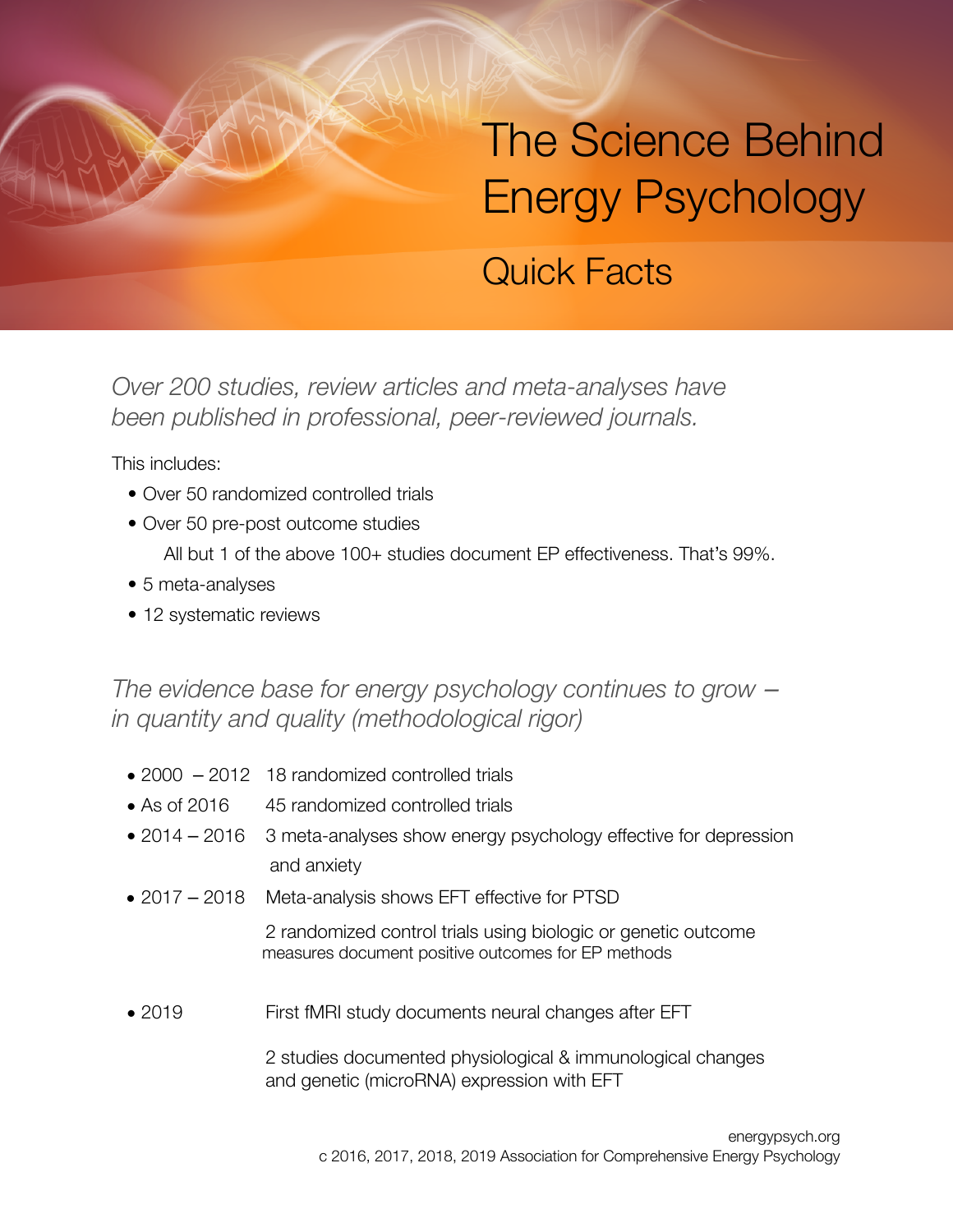# The Science Behind Energy Psychology

## Quick Facts

*Over 200 studies, review articles and meta-analyses have been published in professional, peer-reviewed journals.*

This includes:

- Over 50 randomized controlled trials
- Over 50 pre-post outcome studies

  All but 1 of the above 100+ studies document EP effectiveness. That's 99%.

- 5 meta-analyses
- 12 systematic reviews

*The evidence base for energy psychology continues to grow – in quantity and quality (methodological rigor)*

- 2000 – 2012 18 randomized controlled trials
- As of 2016 45 randomized controlled trials
- 2014 – 2016 3 meta-analyses show energy psychology effective for depression and anxiety
- 2017 – 2018 Meta-analysis shows EFT effective for PTSD

  2 randomized control trials using biologic or genetic outcome measures document positive outcomes for EP methods

- 2019 First fMRI study documents neural changes after EFT

  2 studies documented physiological & immunological changes and genetic (microRNA) expression with EFT

energypsych.org

c 2016, 2017, 2018, 2019 Association for Comprehensive Energy Psychology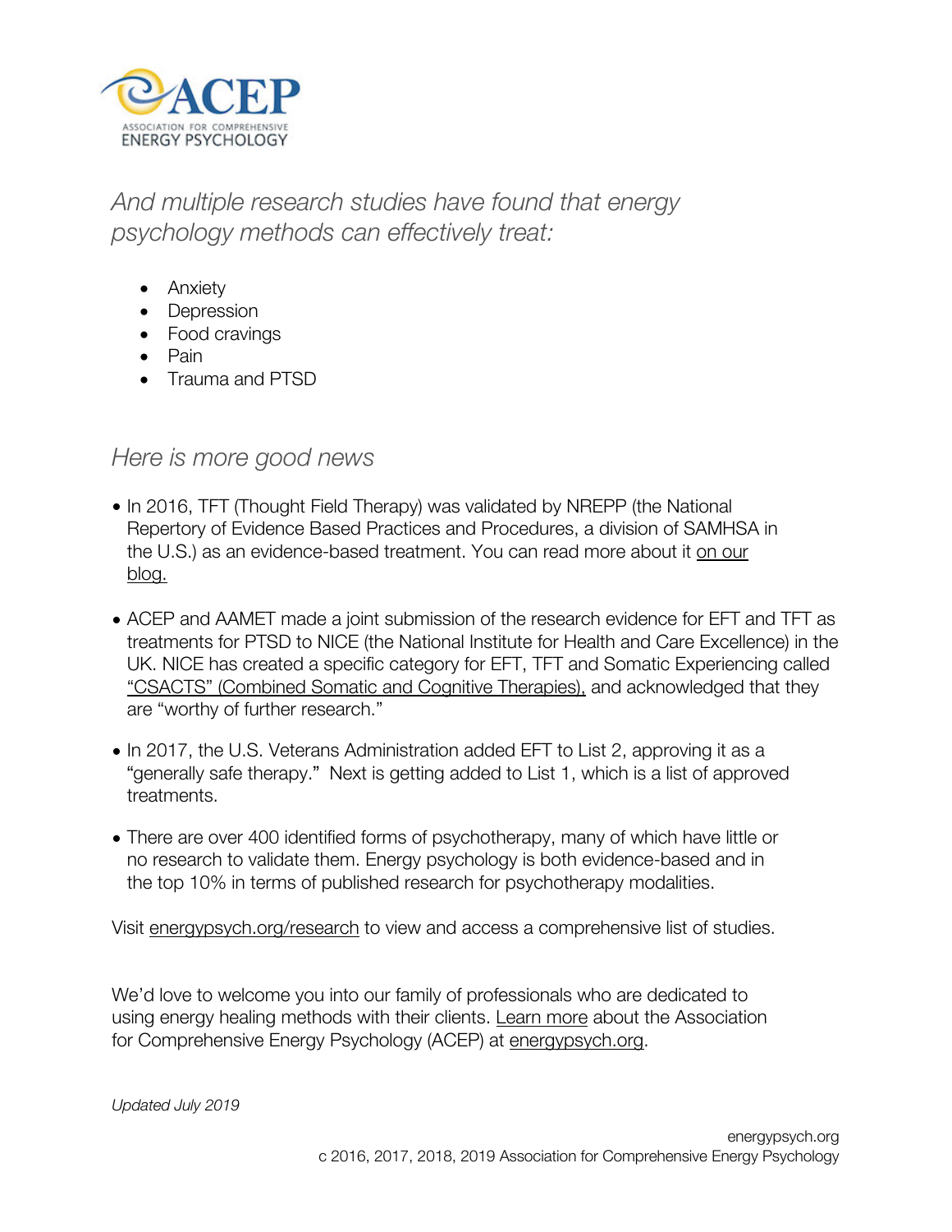ACEP

ASSOCIATION FOR COMPREHENSIVE ENERGY PSYCHOLOGY

## *And multiple research studies have found that energy psychology methods can effectively treat:*

- Anxiety
- Depression
- Food cravings
- Pain
- Trauma and PTSD

## *Here is more good news*

- In 2016, TFT (Thought Field Therapy) was validated by NREPP (the National Repertory of Evidence Based Practices and Procedures, a division of SAMHSA in the U.S.) as an evidence-based treatment. You can read more about it on our blog.
- ACEP and AAMET made a joint submission of the research evidence for EFT and TFT as treatments for PTSD to NICE (the National Institute for Health and Care Excellence) in the UK. NICE has created a specific category for EFT, TFT and Somatic Experiencing called "CSACTS" (Combined Somatic and Cognitive Therapies), and acknowledged that they are "worthy of further research."
- In 2017, the U.S. Veterans Administration added EFT to List 2, approving it as a "generally safe therapy." Next is getting added to List 1, which is a list of approved treatments.
- There are over 400 identified forms of psychotherapy, many of which have little or no research to validate them. Energy psychology is both evidence-based and in the top 10% in terms of published research for psychotherapy modalities.

Visit energypsych.org/research to view and access a comprehensive list of studies.

We'd love to welcome you into our family of professionals who are dedicated to using energy healing methods with their clients. Learn more about the Association for Comprehensive Energy Psychology (ACEP) at energypsych.org.

*Updated July 2019*

energypsych.org
c 2016, 2017, 2018, 2019 Association for Comprehensive Energy Psychology